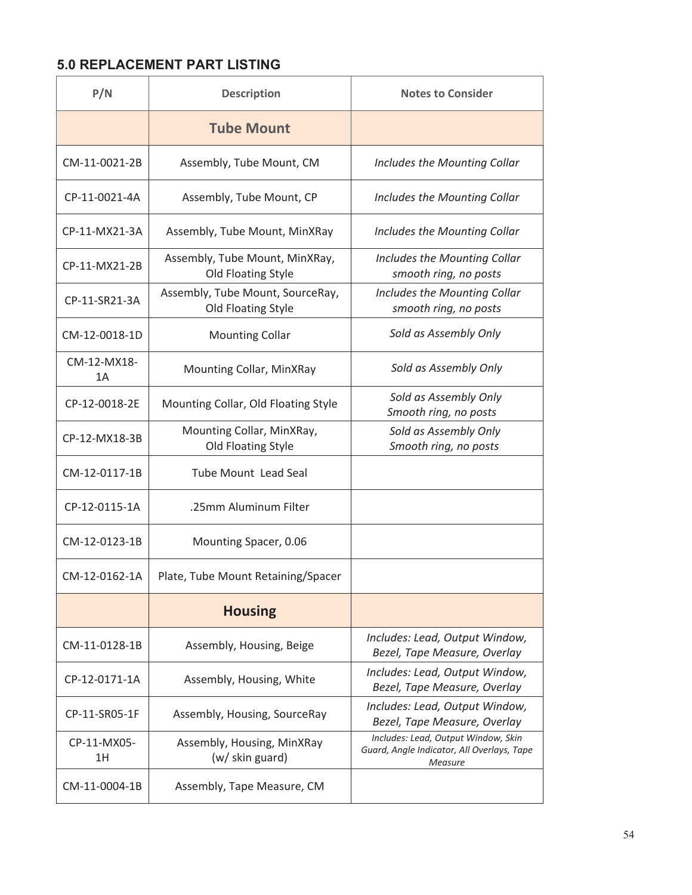## 5.0 REPLACEMENT PART LISTING

| P/N | Description | Notes to Consider |
|---|---|---|
| | **Tube Mount** | |
| CM-11-0021-2B | Assembly, Tube Mount, CM | *Includes the Mounting Collar* |
| CP-11-0021-4A | Assembly, Tube Mount, CP | *Includes the Mounting Collar* |
| CP-11-MX21-3A | Assembly, Tube Mount, MinXRay | *Includes the Mounting Collar* |
| CP-11-MX21-2B | Assembly, Tube Mount, MinXRay, Old Floating Style | *Includes the Mounting Collar smooth ring, no posts* |
| CP-11-SR21-3A | Assembly, Tube Mount, SourceRay, Old Floating Style | *Includes the Mounting Collar smooth ring, no posts* |
| CM-12-0018-1D | Mounting Collar | *Sold as Assembly Only* |
| CM-12-MX18-1A | Mounting Collar, MinXRay | *Sold as Assembly Only* |
| CP-12-0018-2E | Mounting Collar, Old Floating Style | *Sold as Assembly Only Smooth ring, no posts* |
| CP-12-MX18-3B | Mounting Collar, MinXRay, Old Floating Style | *Sold as Assembly Only Smooth ring, no posts* |
| CM-12-0117-1B | Tube Mount Lead Seal | |
| CP-12-0115-1A | .25mm Aluminum Filter | |
| CM-12-0123-1B | Mounting Spacer, 0.06 | |
| CM-12-0162-1A | Plate, Tube Mount Retaining/Spacer | |
| | **Housing** | |
| CM-11-0128-1B | Assembly, Housing, Beige | *Includes: Lead, Output Window, Bezel, Tape Measure, Overlay* |
| CP-12-0171-1A | Assembly, Housing, White | *Includes: Lead, Output Window, Bezel, Tape Measure, Overlay* |
| CP-11-SR05-1F | Assembly, Housing, SourceRay | *Includes: Lead, Output Window, Bezel, Tape Measure, Overlay* |
| CP-11-MX05-1H | Assembly, Housing, MinXRay (w/ skin guard) | *Includes: Lead, Output Window, Skin Guard, Angle Indicator, All Overlays, Tape Measure* |
| CM-11-0004-1B | Assembly, Tape Measure, CM | |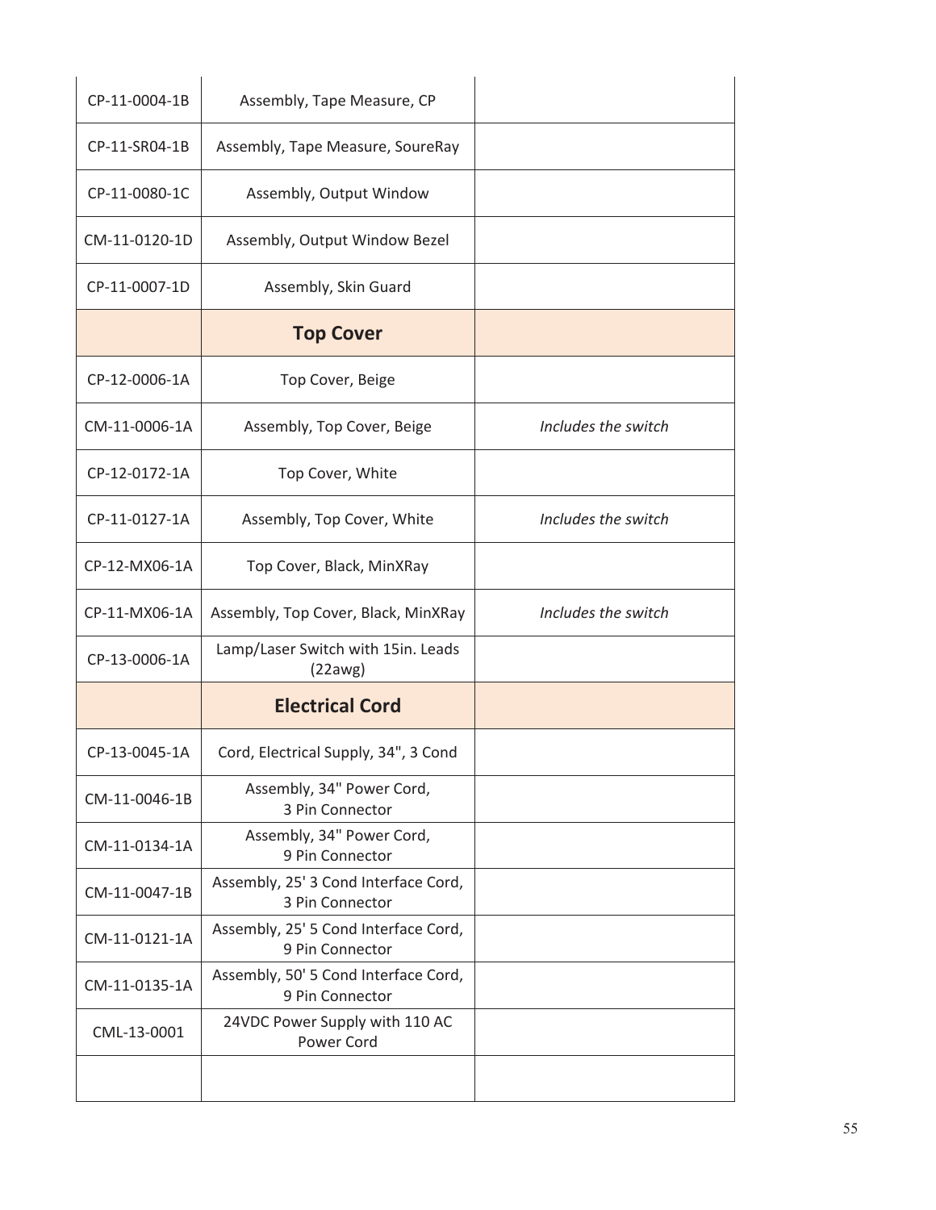| | | |
|---|---|---|
| CP-11-0004-1B | Assembly, Tape Measure, CP | |
| CP-11-SR04-1B | Assembly, Tape Measure, SoureRay | |
| CP-11-0080-1C | Assembly, Output Window | |
| CM-11-0120-1D | Assembly, Output Window Bezel | |
| CP-11-0007-1D | Assembly, Skin Guard | |
| | **Top Cover** | |
| CP-12-0006-1A | Top Cover, Beige | |
| CM-11-0006-1A | Assembly, Top Cover, Beige | *Includes the switch* |
| CP-12-0172-1A | Top Cover, White | |
| CP-11-0127-1A | Assembly, Top Cover, White | *Includes the switch* |
| CP-12-MX06-1A | Top Cover, Black, MinXRay | |
| CP-11-MX06-1A | Assembly, Top Cover, Black, MinXRay | *Includes the switch* |
| CP-13-0006-1A | Lamp/Laser Switch with 15in. Leads (22awg) | |
| | **Electrical Cord** | |
| CP-13-0045-1A | Cord, Electrical Supply, 34", 3 Cond | |
| CM-11-0046-1B | Assembly, 34" Power Cord, 3 Pin Connector | |
| CM-11-0134-1A | Assembly, 34" Power Cord, 9 Pin Connector | |
| CM-11-0047-1B | Assembly, 25' 3 Cond Interface Cord, 3 Pin Connector | |
| CM-11-0121-1A | Assembly, 25' 5 Cond Interface Cord, 9 Pin Connector | |
| CM-11-0135-1A | Assembly, 50' 5 Cond Interface Cord, 9 Pin Connector | |
| CML-13-0001 | 24VDC Power Supply with 110 AC Power Cord | |
| | | |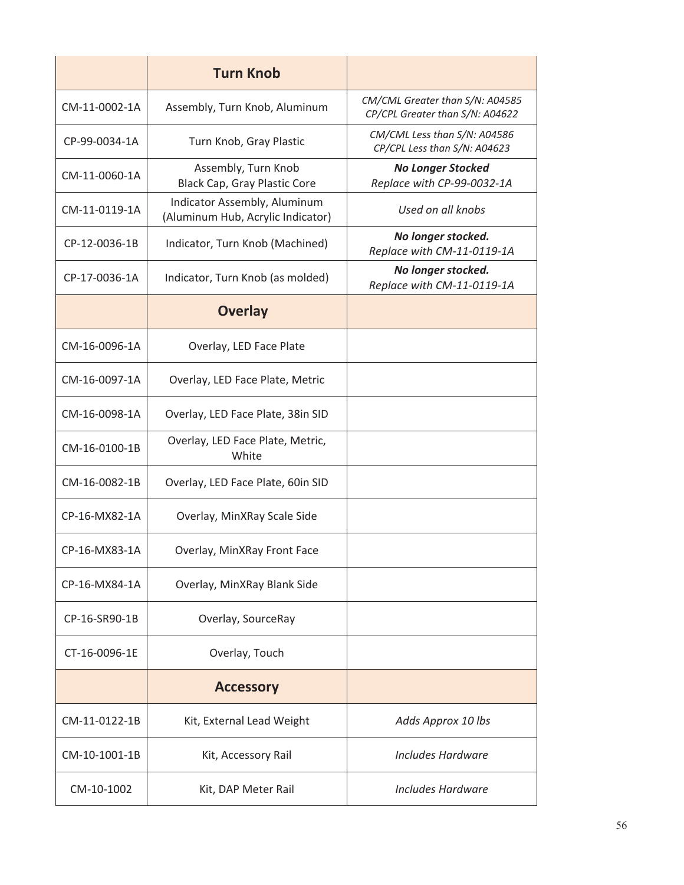| | **Turn Knob** | |
|---|---|---|
| CM-11-0002-1A | Assembly, Turn Knob, Aluminum | *CM/CML Greater than S/N: A04585* *CP/CPL Greater than S/N: A04622* |
| CP-99-0034-1A | Turn Knob, Gray Plastic | *CM/CML Less than S/N: A04586* *CP/CPL Less than S/N: A04623* |
| CM-11-0060-1A | Assembly, Turn Knob Black Cap, Gray Plastic Core | ***No Longer Stocked*** *Replace with CP-99-0032-1A* |
| CM-11-0119-1A | Indicator Assembly, Aluminum (Aluminum Hub, Acrylic Indicator) | *Used on all knobs* |
| CP-12-0036-1B | Indicator, Turn Knob (Machined) | ***No longer stocked.*** *Replace with CM-11-0119-1A* |
| CP-17-0036-1A | Indicator, Turn Knob (as molded) | ***No longer stocked.*** *Replace with CM-11-0119-1A* |
| | **Overlay** | |
| CM-16-0096-1A | Overlay, LED Face Plate | |
| CM-16-0097-1A | Overlay, LED Face Plate, Metric | |
| CM-16-0098-1A | Overlay, LED Face Plate, 38in SID | |
| CM-16-0100-1B | Overlay, LED Face Plate, Metric, White | |
| CM-16-0082-1B | Overlay, LED Face Plate, 60in SID | |
| CP-16-MX82-1A | Overlay, MinXRay Scale Side | |
| CP-16-MX83-1A | Overlay, MinXRay Front Face | |
| CP-16-MX84-1A | Overlay, MinXRay Blank Side | |
| CP-16-SR90-1B | Overlay, SourceRay | |
| CT-16-0096-1E | Overlay, Touch | |
| | **Accessory** | |
| CM-11-0122-1B | Kit, External Lead Weight | *Adds Approx 10 lbs* |
| CM-10-1001-1B | Kit, Accessory Rail | *Includes Hardware* |
| CM-10-1002 | Kit, DAP Meter Rail | *Includes Hardware* |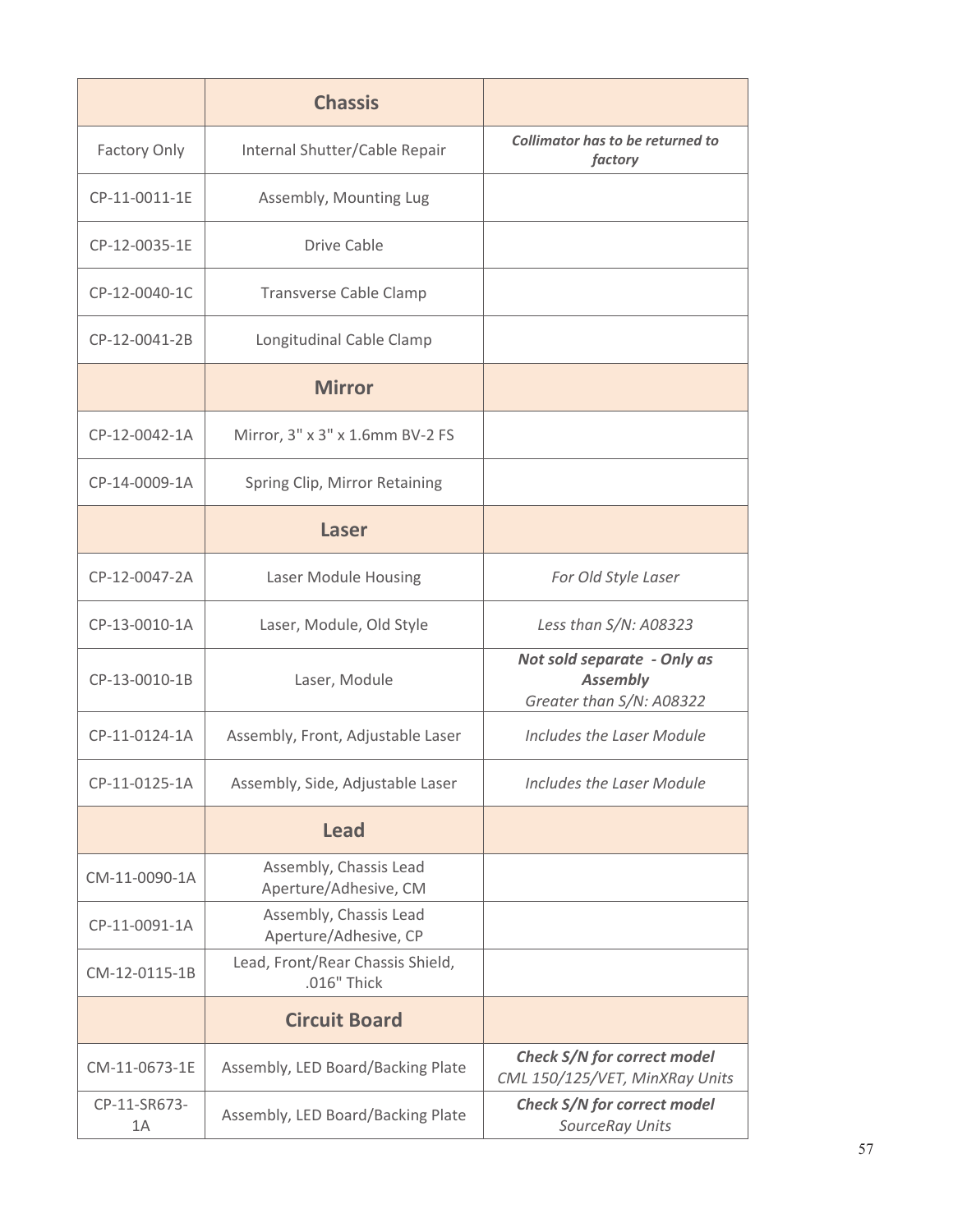| | **Chassis** | |
|---|---|---|
| Factory Only | Internal Shutter/Cable Repair | ***Collimator has to be returned to factory*** |
| CP-11-0011-1E | Assembly, Mounting Lug | |
| CP-12-0035-1E | Drive Cable | |
| CP-12-0040-1C | Transverse Cable Clamp | |
| CP-12-0041-2B | Longitudinal Cable Clamp | |
| | **Mirror** | |
| CP-12-0042-1A | Mirror, 3" x 3" x 1.6mm BV-2 FS | |
| CP-14-0009-1A | Spring Clip, Mirror Retaining | |
| | **Laser** | |
| CP-12-0047-2A | Laser Module Housing | *For Old Style Laser* |
| CP-13-0010-1A | Laser, Module, Old Style | *Less than S/N: A08323* |
| CP-13-0010-1B | Laser, Module | ***Not sold separate - Only as Assembly*** *Greater than S/N: A08322* |
| CP-11-0124-1A | Assembly, Front, Adjustable Laser | *Includes the Laser Module* |
| CP-11-0125-1A | Assembly, Side, Adjustable Laser | *Includes the Laser Module* |
| | **Lead** | |
| CM-11-0090-1A | Assembly, Chassis Lead Aperture/Adhesive, CM | |
| CP-11-0091-1A | Assembly, Chassis Lead Aperture/Adhesive, CP | |
| CM-12-0115-1B | Lead, Front/Rear Chassis Shield, .016" Thick | |
| | **Circuit Board** | |
| CM-11-0673-1E | Assembly, LED Board/Backing Plate | ***Check S/N for correct model*** *CML 150/125/VET, MinXRay Units* |
| CP-11-SR673-1A | Assembly, LED Board/Backing Plate | ***Check S/N for correct model*** *SourceRay Units* |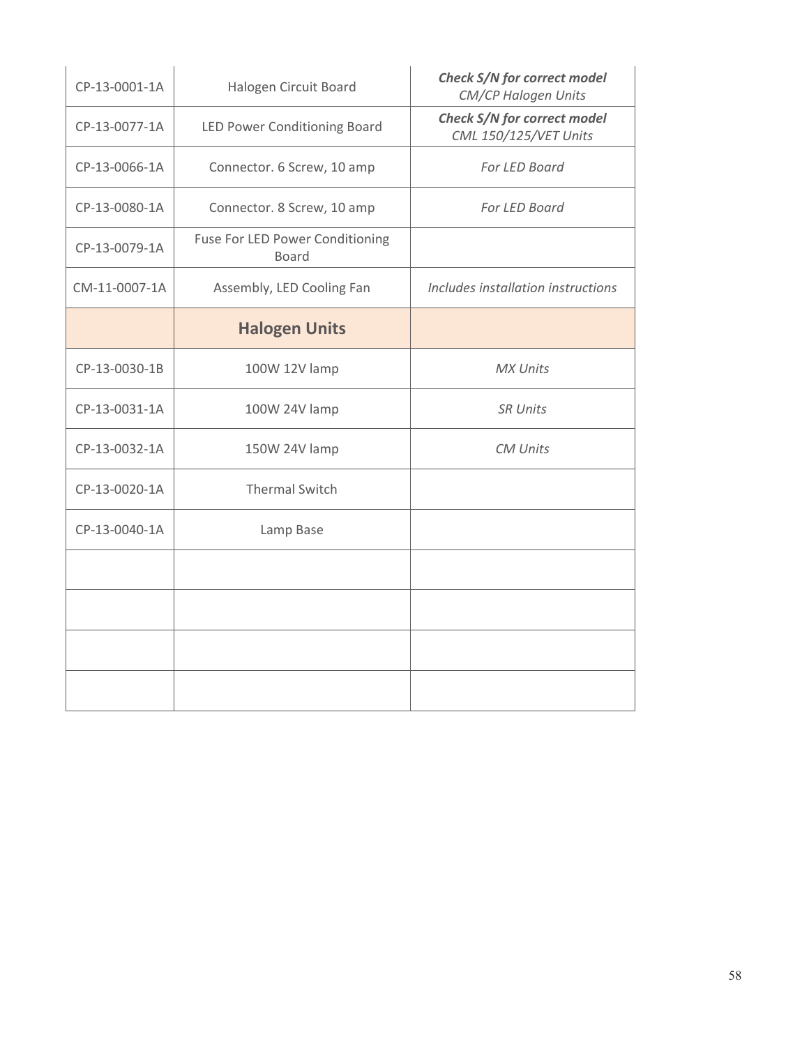| | | |
|---|---|---|
| CP-13-0001-1A | Halogen Circuit Board | ***Check S/N for correct model*** *CM/CP Halogen Units* |
| CP-13-0077-1A | LED Power Conditioning Board | ***Check S/N for correct model*** *CML 150/125/VET Units* |
| CP-13-0066-1A | Connector. 6 Screw, 10 amp | *For LED Board* |
| CP-13-0080-1A | Connector. 8 Screw, 10 amp | *For LED Board* |
| CP-13-0079-1A | Fuse For LED Power Conditioning Board | |
| CM-11-0007-1A | Assembly, LED Cooling Fan | *Includes installation instructions* |
| | **Halogen Units** | |
| CP-13-0030-1B | 100W 12V lamp | *MX Units* |
| CP-13-0031-1A | 100W 24V lamp | *SR Units* |
| CP-13-0032-1A | 150W 24V lamp | *CM Units* |
| CP-13-0020-1A | Thermal Switch | |
| CP-13-0040-1A | Lamp Base | |
| | | |
| | | |
| | | |
| | | |